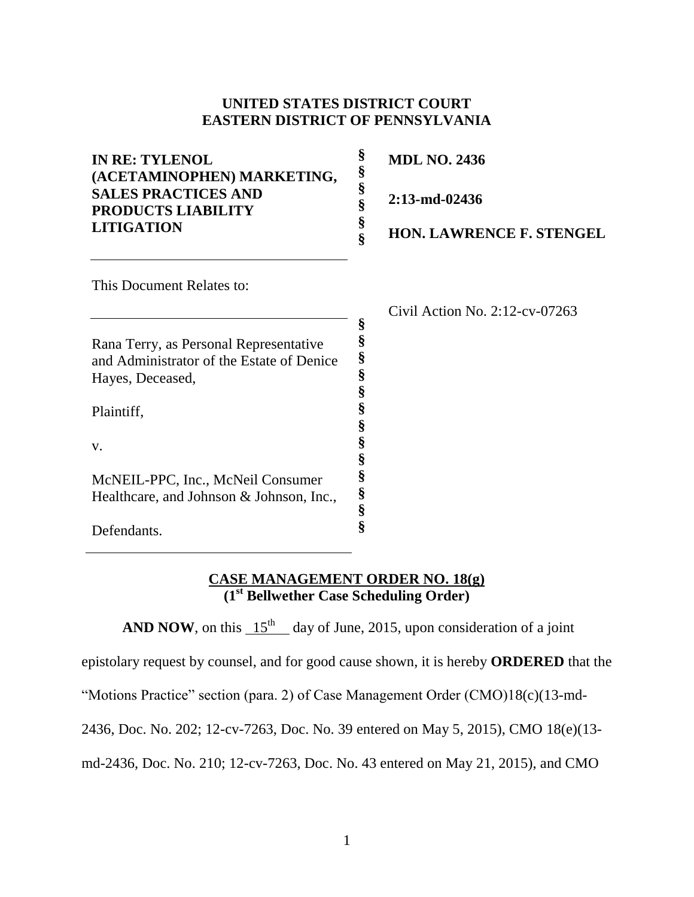**UNITED STATES DISTRICT COURT**
**EASTERN DISTRICT OF PENNSYLVANIA**

| | | |
|---|---|---|
| **IN RE: TYLENOL (ACETAMINOPHEN) MARKETING, SALES PRACTICES AND PRODUCTS LIABILITY LITIGATION** | §<br>§<br>§<br>§<br>§<br>§ | **MDL NO. 2436**<br><br>**2:13-md-02436**<br><br>**HON. LAWRENCE F. STENGEL** |

This Document Relates to:

Civil Action No. 2:12-cv-07263

| | |
|---|---|
| Rana Terry, as Personal Representative and Administrator of the Estate of Denice Hayes, Deceased,<br><br>Plaintiff,<br><br>v.<br><br>McNEIL-PPC, Inc., McNeil Consumer Healthcare, and Johnson & Johnson, Inc.,<br><br>Defendants. | §<br>§<br>§<br>§<br>§<br>§<br>§<br>§<br>§<br>§<br>§<br>§<br>§ |

**CASE MANAGEMENT ORDER NO. 18(g)**
**(1st Bellwether Case Scheduling Order)**

**AND NOW**, on this 15th day of June, 2015, upon consideration of a joint epistolary request by counsel, and for good cause shown, it is hereby **ORDERED** that the "Motions Practice" section (para. 2) of Case Management Order (CMO)18(c)(13-md-2436, Doc. No. 202; 12-cv-7263, Doc. No. 39 entered on May 5, 2015), CMO 18(e)(13-md-2436, Doc. No. 210; 12-cv-7263, Doc. No. 43 entered on May 21, 2015), and CMO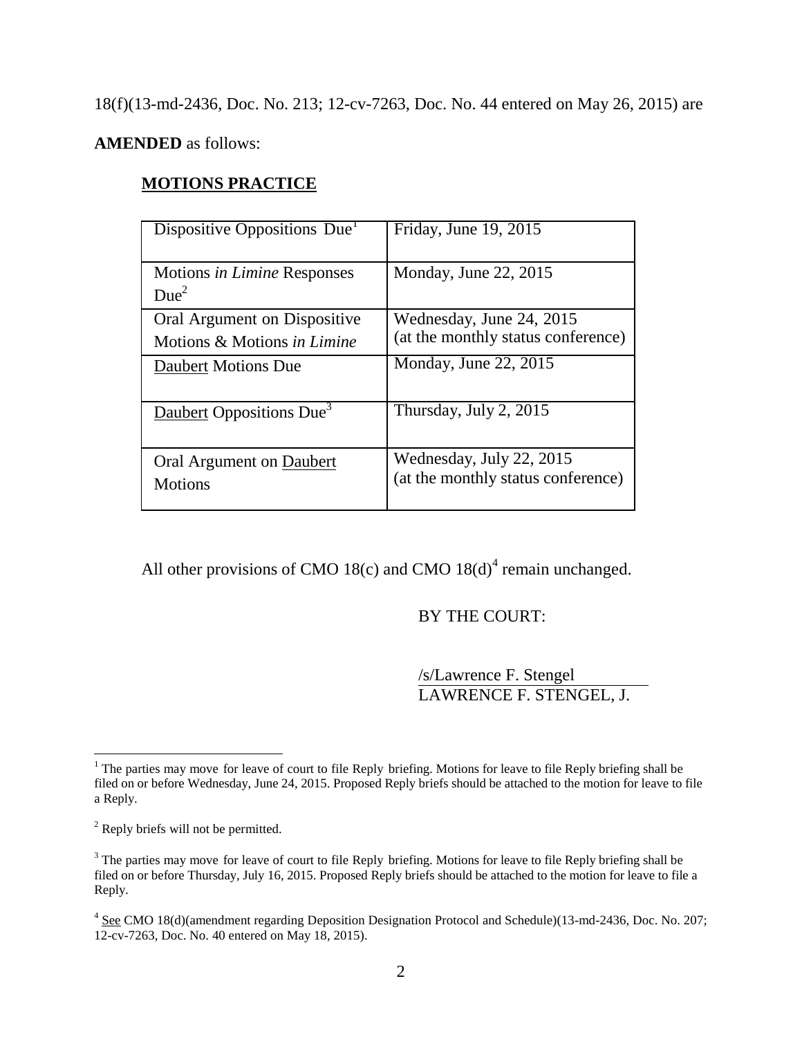18(f)(13-md-2436, Doc. No. 213; 12-cv-7263, Doc. No. 44 entered on May 26, 2015) are **AMENDED** as follows:

**MOTIONS PRACTICE**

| | |
|---|---|
| Dispositive Oppositions Due[1] | Friday, June 19, 2015 |
| Motions *in Limine* Responses Due[2] | Monday, June 22, 2015 |
| Oral Argument on Dispositive Motions & Motions *in Limine* | Wednesday, June 24, 2015 (at the monthly status conference) |
| Daubert Motions Due | Monday, June 22, 2015 |
| Daubert Oppositions Due[3] | Thursday, July 2, 2015 |
| Oral Argument on Daubert Motions | Wednesday, July 22, 2015 (at the monthly status conference) |

All other provisions of CMO 18(c) and CMO 18(d)[4] remain unchanged.

BY THE COURT:

/s/Lawrence F. Stengel
LAWRENCE F. STENGEL, J.

---

[1] The parties may move for leave of court to file Reply briefing. Motions for leave to file Reply briefing shall be filed on or before Wednesday, June 24, 2015. Proposed Reply briefs should be attached to the motion for leave to file a Reply.

[2] Reply briefs will not be permitted.

[3] The parties may move for leave of court to file Reply briefing. Motions for leave to file Reply briefing shall be filed on or before Thursday, July 16, 2015. Proposed Reply briefs should be attached to the motion for leave to file a Reply.

[4] See CMO 18(d)(amendment regarding Deposition Designation Protocol and Schedule)(13-md-2436, Doc. No. 207; 12-cv-7263, Doc. No. 40 entered on May 18, 2015).